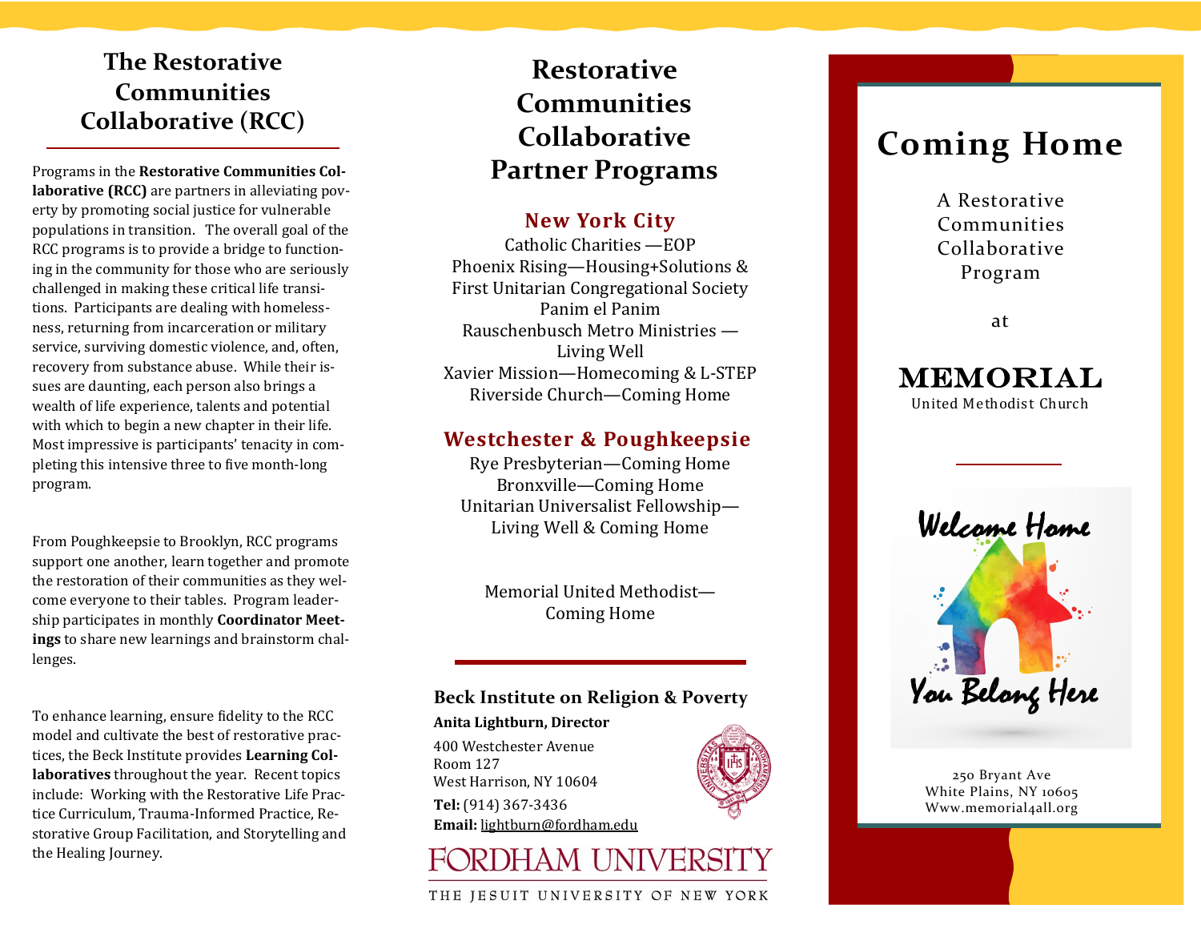## The Restorative Communities Collaborative (RCC)

Programs in the **Restorative Communities Collaborative (RCC)** are partners in alleviating poverty by promoting social justice for vulnerable populations in transition. The overall goal of the RCC programs is to provide a bridge to functioning in the community for those who are seriously challenged in making these critical life transitions. Participants are dealing with homelessness, returning from incarceration or military service, surviving domestic violence, and, often, recovery from substance abuse. While their issues are daunting, each person also brings a wealth of life experience, talents and potential with which to begin a new chapter in their life. Most impressive is participants' tenacity in completing this intensive three to five month-long program.

From Poughkeepsie to Brooklyn, RCC programs support one another, learn together and promote the restoration of their communities as they welcome everyone to their tables. Program leadership participates in monthly **Coordinator Meetings** to share new learnings and brainstorm challenges.

To enhance learning, ensure fidelity to the RCC model and cultivate the best of restorative practices, the Beck Institute provides **Learning Collaboratives** throughout the year. Recent topics include: Working with the Restorative Life Practice Curriculum, Trauma-Informed Practice, Restorative Group Facilitation, and Storytelling and the Healing Journey.

## Restorative Communities Collaborative Partner Programs

### New York City

Catholic Charities —EOP
Phoenix Rising—Housing+Solutions & First Unitarian Congregational Society
Panim el Panim
Rauschenbusch Metro Ministries — Living Well
Xavier Mission—Homecoming & L-STEP
Riverside Church—Coming Home

### Westchester & Poughkeepsie

Rye Presbyterian—Coming Home
Bronxville—Coming Home
Unitarian Universalist Fellowship—Living Well & Coming Home

Memorial United Methodist—Coming Home

**Beck Institute on Religion & Poverty**

**Anita Lightburn, Director**

400 Westchester Avenue
Room 127
West Harrison, NY 10604

**Tel:** (914) 367-3436
**Email:** lightburn@fordham.edu

FORDHAM UNIVERSITY
THE JESUIT UNIVERSITY OF NEW YORK

# Coming Home

A Restorative Communities Collaborative Program

at

**MEMORIAL**
United Methodist Church

Welcome Home
You Belong Here

250 Bryant Ave
White Plains, NY 10605
Www.memorial4all.org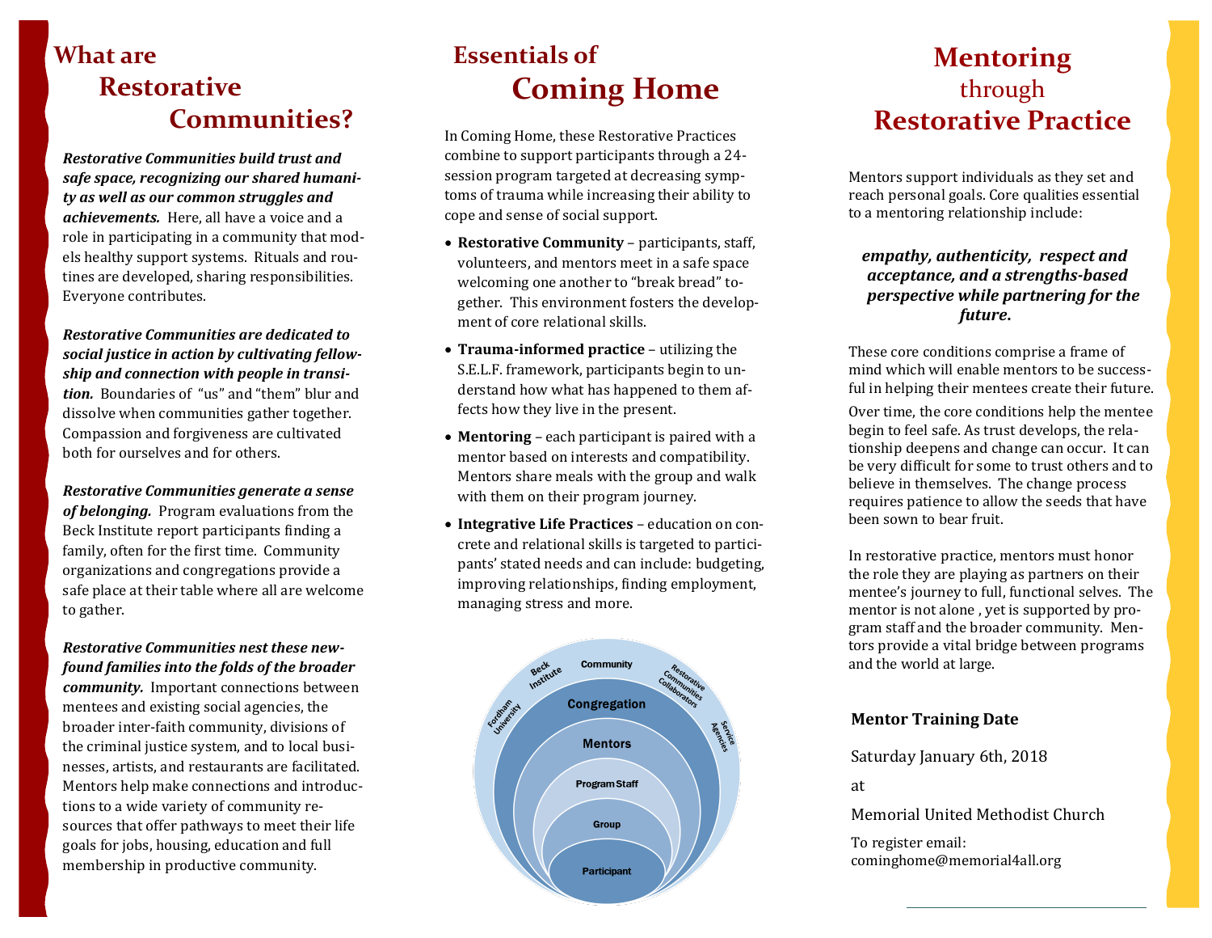# What are Restorative Communities?

***Restorative Communities build trust and safe space, recognizing our shared humanity as well as our common struggles and achievements.*** Here, all have a voice and a role in participating in a community that models healthy support systems. Rituals and routines are developed, sharing responsibilities. Everyone contributes.

***Restorative Communities are dedicated to social justice in action by cultivating fellowship and connection with people in transition.*** Boundaries of "us" and "them" blur and dissolve when communities gather together. Compassion and forgiveness are cultivated both for ourselves and for others.

***Restorative Communities generate a sense of belonging.*** Program evaluations from the Beck Institute report participants finding a family, often for the first time. Community organizations and congregations provide a safe place at their table where all are welcome to gather.

***Restorative Communities nest these new-found families into the folds of the broader community.*** Important connections between mentees and existing social agencies, the broader inter-faith community, divisions of the criminal justice system, and to local businesses, artists, and restaurants are facilitated. Mentors help make connections and introductions to a wide variety of community resources that offer pathways to meet their life goals for jobs, housing, education and full membership in productive community.

# Essentials of Coming Home

In Coming Home, these Restorative Practices combine to support participants through a 24-session program targeted at decreasing symptoms of trauma while increasing their ability to cope and sense of social support.

- **Restorative Community** – participants, staff, volunteers, and mentors meet in a safe space welcoming one another to "break bread" together. This environment fosters the development of core relational skills.
- **Trauma-informed practice** – utilizing the S.E.L.F. framework, participants begin to understand how what has happened to them affects how they live in the present.
- **Mentoring** – each participant is paired with a mentor based on interests and compatibility. Mentors share meals with the group and walk with them on their program journey.
- **Integrative Life Practices** – education on concrete and relational skills is targeted to participants' stated needs and can include: budgeting, improving relationships, finding employment, managing stress and more.

Community
Beck Institute
Restorative Communities Collaborators
Fordham University
Service Agencies
Congregation
Mentors
Program Staff
Group
Participant

# Mentoring through Restorative Practice

Mentors support individuals as they set and reach personal goals. Core qualities essential to a mentoring relationship include:

***empathy, authenticity, respect and acceptance, and a strengths-based perspective while partnering for the future.***

These core conditions comprise a frame of mind which will enable mentors to be successful in helping their mentees create their future.

Over time, the core conditions help the mentee begin to feel safe. As trust develops, the relationship deepens and change can occur. It can be very difficult for some to trust others and to believe in themselves. The change process requires patience to allow the seeds that have been sown to bear fruit.

In restorative practice, mentors must honor the role they are playing as partners on their mentee's journey to full, functional selves. The mentor is not alone , yet is supported by program staff and the broader community. Mentors provide a vital bridge between programs and the world at large.

**Mentor Training Date**

Saturday January 6th, 2018

at

Memorial United Methodist Church

To register email:
cominghome@memorial4all.org